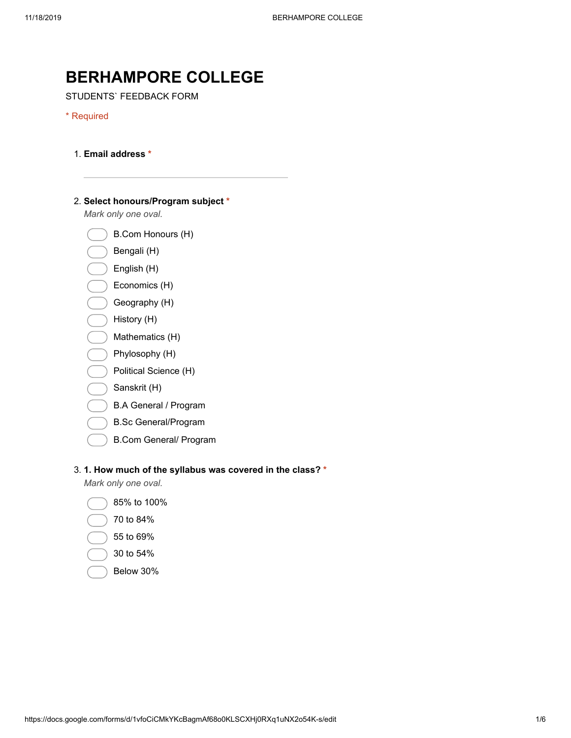# BERHAMPORE COLLEGE

STUDENTS` FEEDBACK FORM

* Required

1. **Email address** *

2. **Select honours/Program subject** *
   *Mark only one oval.*
   - B.Com Honours (H)
   - Bengali (H)
   - English (H)
   - Economics (H)
   - Geography (H)
   - History (H)
   - Mathematics (H)
   - Phylosophy (H)
   - Political Science (H)
   - Sanskrit (H)
   - B.A General / Program
   - B.Sc General/Program
   - B.Com General/ Program

3. **1. How much of the syllabus was covered in the class?** *
   *Mark only one oval.*
   - 85% to 100%
   - 70 to 84%
   - 55 to 69%
   - 30 to 54%
   - Below 30%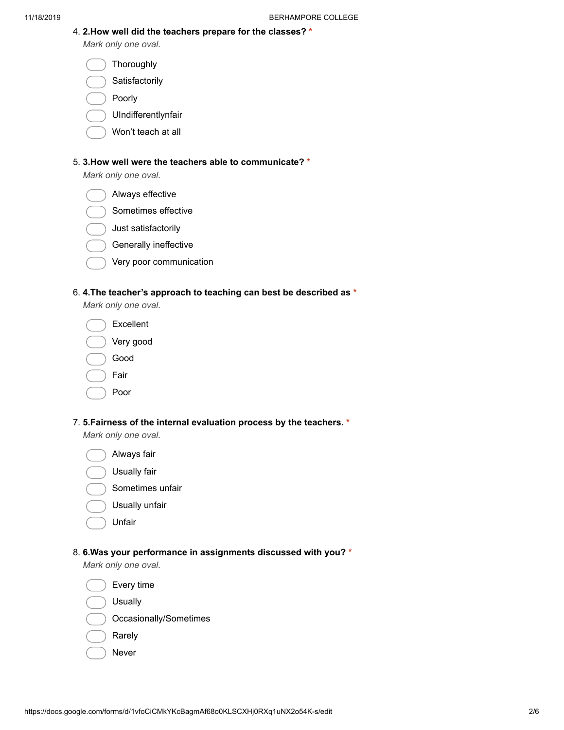4. **2.How well did the teachers prepare for the classes?** *

*Mark only one oval.*

- Thoroughly
- Satisfactorily
- Poorly
- UIndifferentlynfair
- Won't teach at all

5. **3.How well were the teachers able to communicate?** *

*Mark only one oval.*

- Always effective
- Sometimes effective
- Just satisfactorily
- Generally ineffective
- Very poor communication

6. **4.The teacher's approach to teaching can best be described as** *

*Mark only one oval.*

- Excellent
- Very good
- Good
- Fair
- Poor

7. **5.Fairness of the internal evaluation process by the teachers.** *

*Mark only one oval.*

- Always fair
- Usually fair
- Sometimes unfair
- Usually unfair
- Unfair

8. **6.Was your performance in assignments discussed with you?** *

*Mark only one oval.*

- Every time
- Usually
- Occasionally/Sometimes
- Rarely
- Never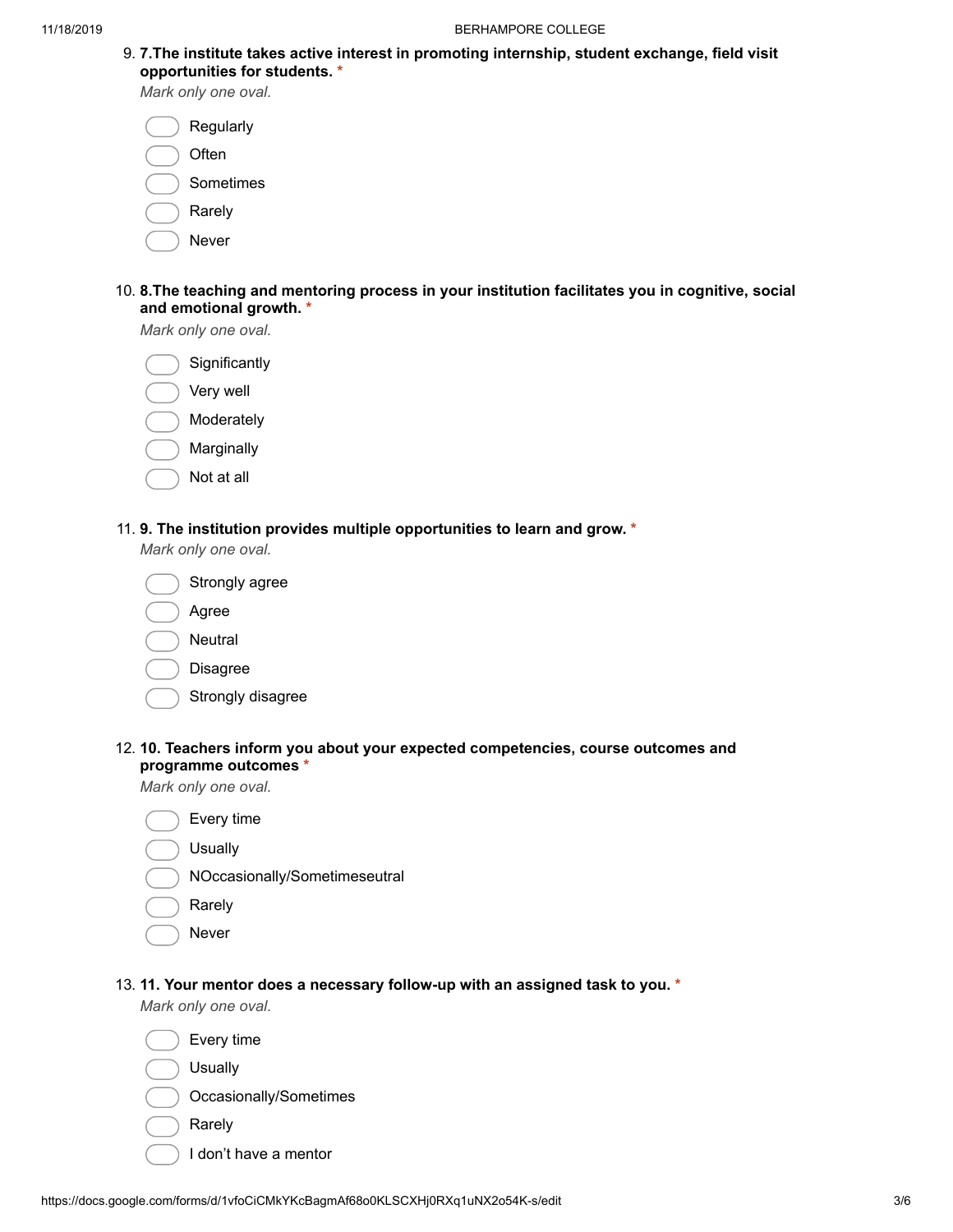9. **7.The institute takes active interest in promoting internship, student exchange, field visit opportunities for students.** *

   *Mark only one oval.*

   - Regularly
   - Often
   - Sometimes
   - Rarely
   - Never

10. **8.The teaching and mentoring process in your institution facilitates you in cognitive, social and emotional growth.** *

    *Mark only one oval.*

    - Significantly
    - Very well
    - Moderately
    - Marginally
    - Not at all

11. **9. The institution provides multiple opportunities to learn and grow.** *

    *Mark only one oval.*

    - Strongly agree
    - Agree
    - Neutral
    - Disagree
    - Strongly disagree

12. **10. Teachers inform you about your expected competencies, course outcomes and programme outcomes** *

    *Mark only one oval.*

    - Every time
    - Usually
    - NOccasionally/Sometimeseutral
    - Rarely
    - Never

13. **11. Your mentor does a necessary follow-up with an assigned task to you.** *

    *Mark only one oval.*

    - Every time
    - Usually
    - Occasionally/Sometimes
    - Rarely
    - I don't have a mentor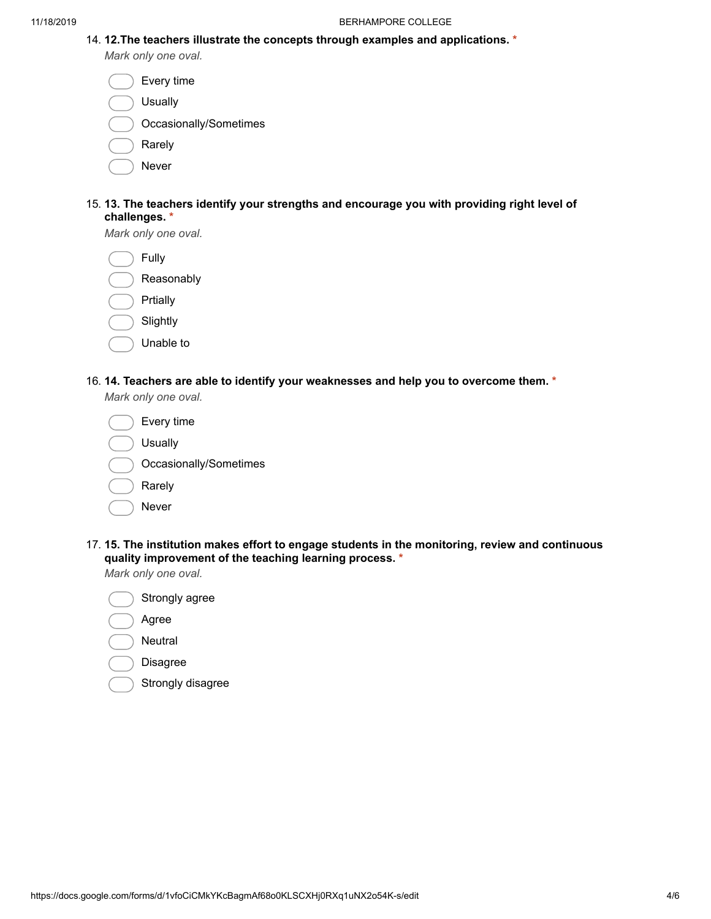14. **12.The teachers illustrate the concepts through examples and applications.** *

*Mark only one oval.*

- Every time
- Usually
- Occasionally/Sometimes
- Rarely
- Never

15. **13. The teachers identify your strengths and encourage you with providing right level of challenges.** *

*Mark only one oval.*

- Fully
- Reasonably
- Prtially
- Slightly
- Unable to

16. **14. Teachers are able to identify your weaknesses and help you to overcome them.** *

*Mark only one oval.*

- Every time
- Usually
- Occasionally/Sometimes
- Rarely
- Never

17. **15. The institution makes effort to engage students in the monitoring, review and continuous quality improvement of the teaching learning process.** *

*Mark only one oval.*

- Strongly agree
- Agree
- Neutral
- Disagree
- Strongly disagree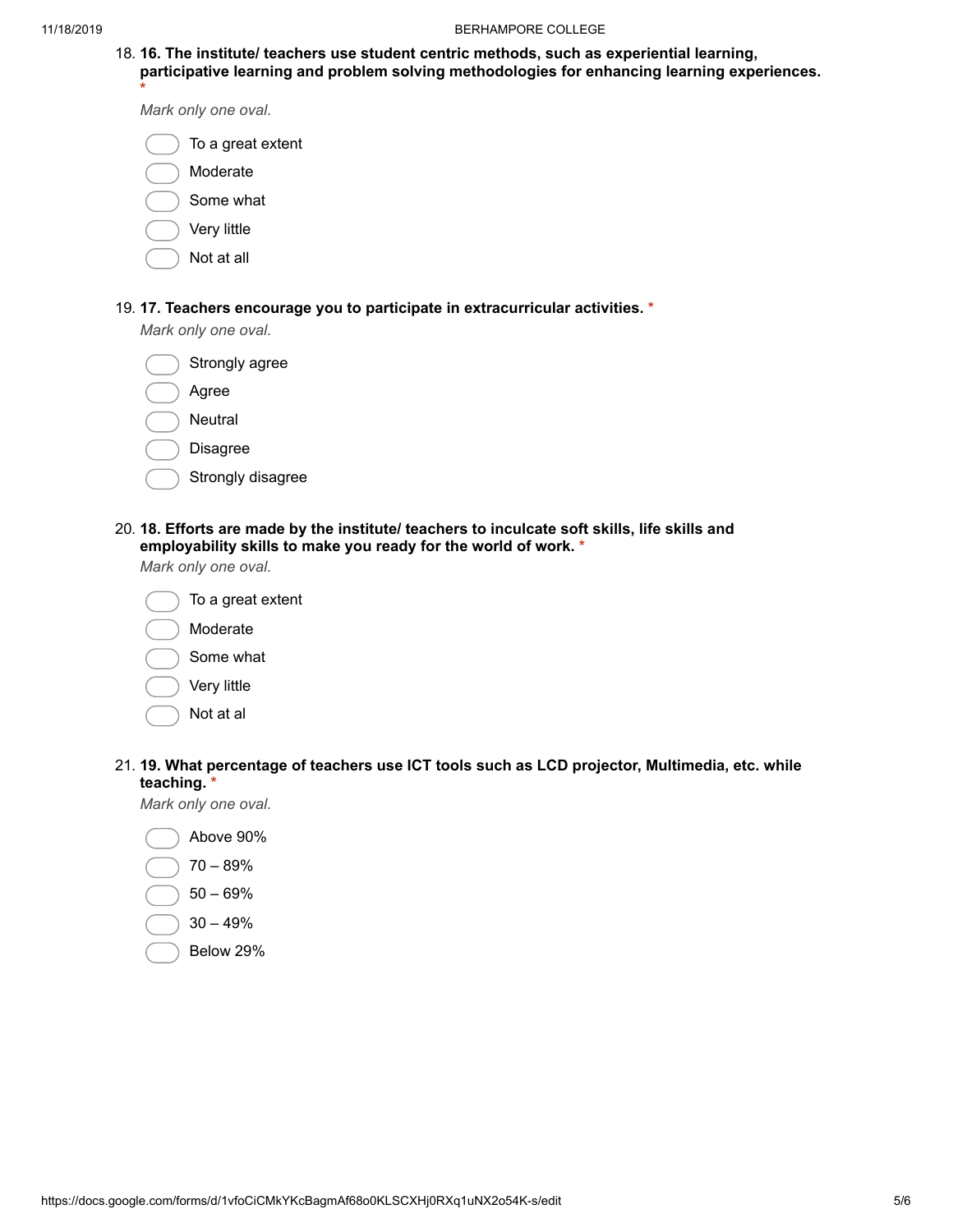18. **16. The institute/ teachers use student centric methods, such as experiential learning, participative learning and problem solving methodologies for enhancing learning experiences.** *

*Mark only one oval.*

- To a great extent
- Moderate
- Some what
- Very little
- Not at all

19. **17. Teachers encourage you to participate in extracurricular activities.** *

*Mark only one oval.*

- Strongly agree
- Agree
- Neutral
- Disagree
- Strongly disagree

20. **18. Efforts are made by the institute/ teachers to inculcate soft skills, life skills and employability skills to make you ready for the world of work.** *

*Mark only one oval.*

- To a great extent
- Moderate
- Some what
- Very little
- Not at al

21. **19. What percentage of teachers use ICT tools such as LCD projector, Multimedia, etc. while teaching.** *

*Mark only one oval.*

- Above 90%
- 70 – 89%
- 50 – 69%
- 30 – 49%
- Below 29%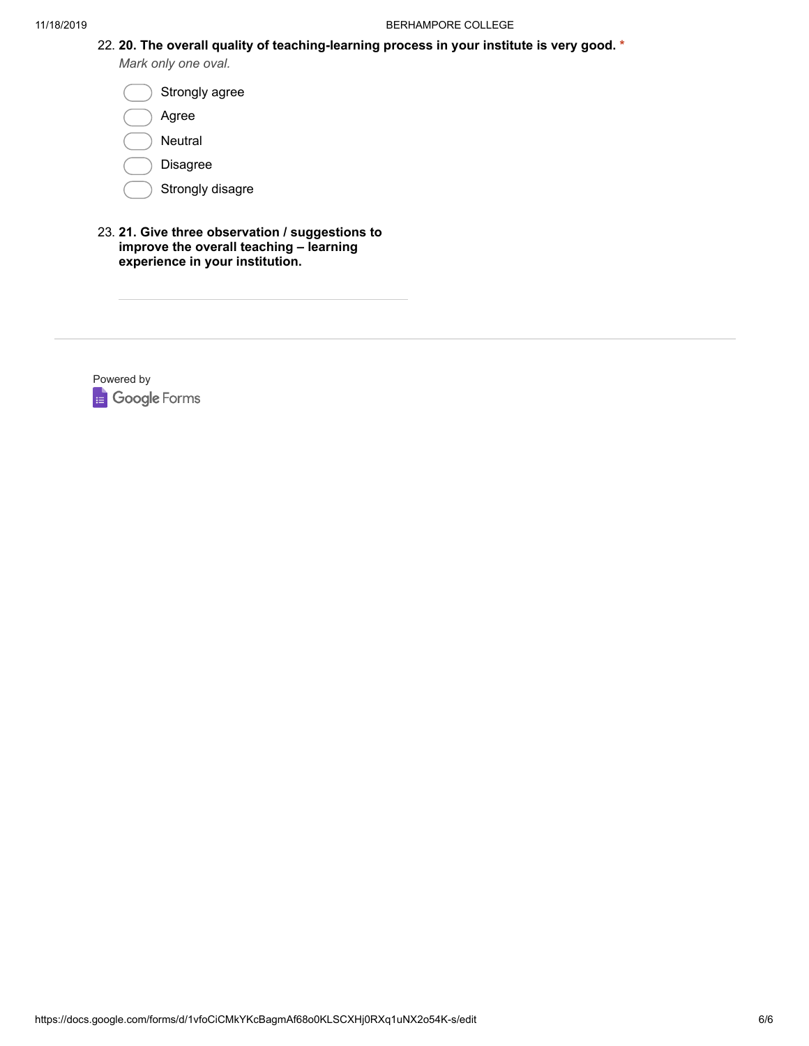22. **20. The overall quality of teaching-learning process in your institute is very good.** *

*Mark only one oval.*

- Strongly agree
- Agree
- Neutral
- Disagree
- Strongly disagre

23. **21. Give three observation / suggestions to improve the overall teaching – learning experience in your institution.**

Powered by Google Forms